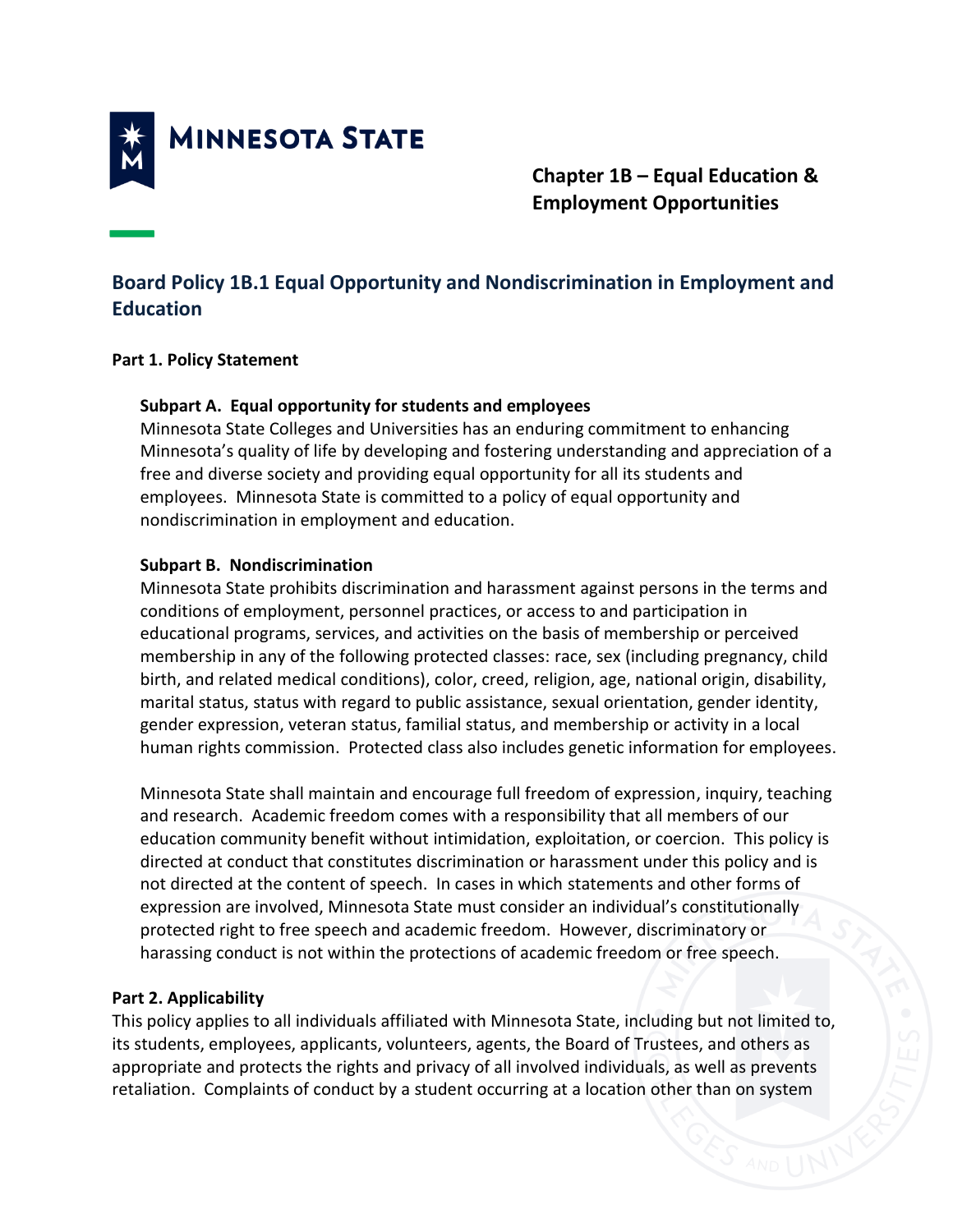MINNESOTA STATE

**Chapter 1B – Equal Education & Employment Opportunities**

## Board Policy 1B.1 Equal Opportunity and Nondiscrimination in Employment and Education

### Part 1. Policy Statement

**Subpart A. Equal opportunity for students and employees**

Minnesota State Colleges and Universities has an enduring commitment to enhancing Minnesota's quality of life by developing and fostering understanding and appreciation of a free and diverse society and providing equal opportunity for all its students and employees. Minnesota State is committed to a policy of equal opportunity and nondiscrimination in employment and education.

**Subpart B. Nondiscrimination**

Minnesota State prohibits discrimination and harassment against persons in the terms and conditions of employment, personnel practices, or access to and participation in educational programs, services, and activities on the basis of membership or perceived membership in any of the following protected classes: race, sex (including pregnancy, child birth, and related medical conditions), color, creed, religion, age, national origin, disability, marital status, status with regard to public assistance, sexual orientation, gender identity, gender expression, veteran status, familial status, and membership or activity in a local human rights commission. Protected class also includes genetic information for employees.

Minnesota State shall maintain and encourage full freedom of expression, inquiry, teaching and research. Academic freedom comes with a responsibility that all members of our education community benefit without intimidation, exploitation, or coercion. This policy is directed at conduct that constitutes discrimination or harassment under this policy and is not directed at the content of speech. In cases in which statements and other forms of expression are involved, Minnesota State must consider an individual's constitutionally protected right to free speech and academic freedom. However, discriminatory or harassing conduct is not within the protections of academic freedom or free speech.

### Part 2. Applicability

This policy applies to all individuals affiliated with Minnesota State, including but not limited to, its students, employees, applicants, volunteers, agents, the Board of Trustees, and others as appropriate and protects the rights and privacy of all involved individuals, as well as prevents retaliation. Complaints of conduct by a student occurring at a location other than on system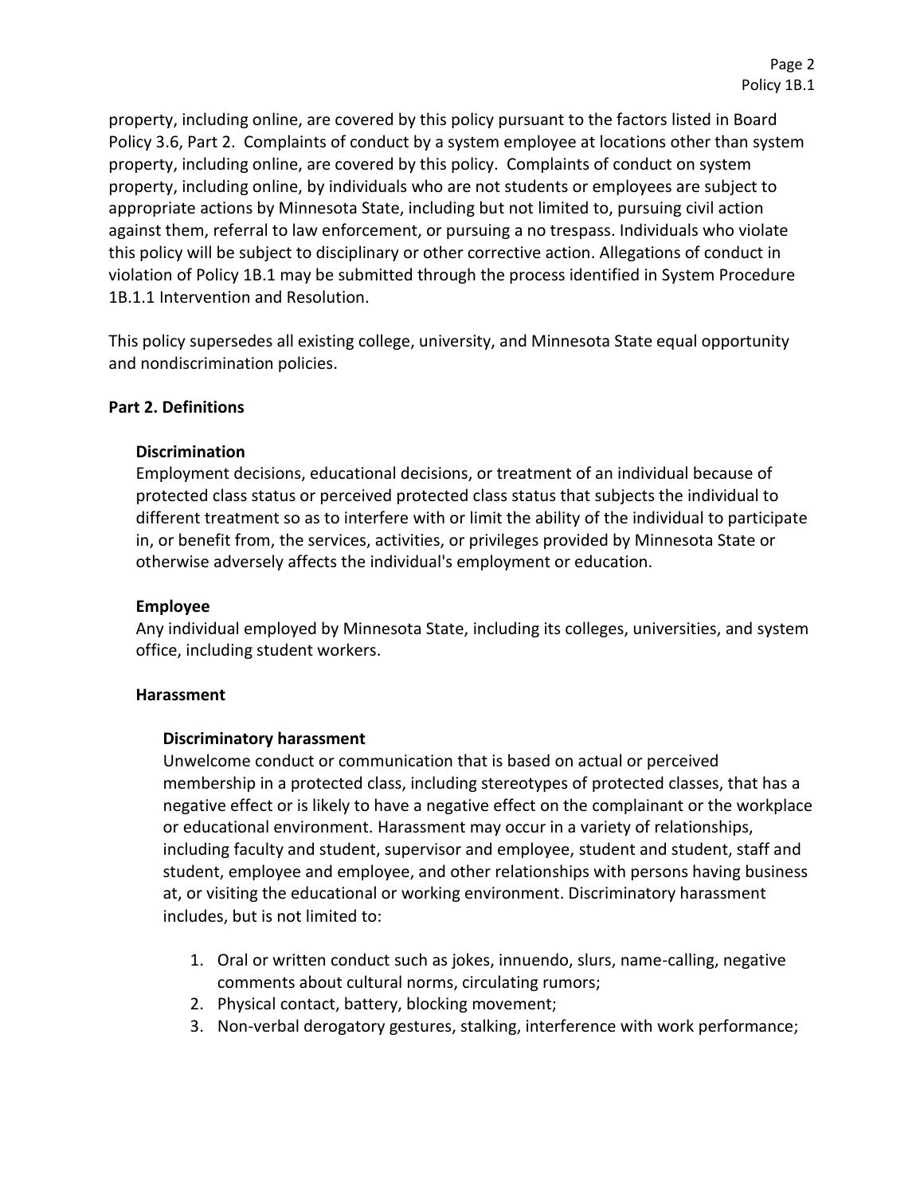property, including online, are covered by this policy pursuant to the factors listed in Board Policy 3.6, Part 2. Complaints of conduct by a system employee at locations other than system property, including online, are covered by this policy. Complaints of conduct on system property, including online, by individuals who are not students or employees are subject to appropriate actions by Minnesota State, including but not limited to, pursuing civil action against them, referral to law enforcement, or pursuing a no trespass. Individuals who violate this policy will be subject to disciplinary or other corrective action. Allegations of conduct in violation of Policy 1B.1 may be submitted through the process identified in System Procedure 1B.1.1 Intervention and Resolution.

This policy supersedes all existing college, university, and Minnesota State equal opportunity and nondiscrimination policies.

## Part 2. Definitions

### Discrimination

Employment decisions, educational decisions, or treatment of an individual because of protected class status or perceived protected class status that subjects the individual to different treatment so as to interfere with or limit the ability of the individual to participate in, or benefit from, the services, activities, or privileges provided by Minnesota State or otherwise adversely affects the individual's employment or education.

### Employee

Any individual employed by Minnesota State, including its colleges, universities, and system office, including student workers.

### Harassment

#### Discriminatory harassment

Unwelcome conduct or communication that is based on actual or perceived membership in a protected class, including stereotypes of protected classes, that has a negative effect or is likely to have a negative effect on the complainant or the workplace or educational environment. Harassment may occur in a variety of relationships, including faculty and student, supervisor and employee, student and student, staff and student, employee and employee, and other relationships with persons having business at, or visiting the educational or working environment. Discriminatory harassment includes, but is not limited to:

1. Oral or written conduct such as jokes, innuendo, slurs, name-calling, negative comments about cultural norms, circulating rumors;
2. Physical contact, battery, blocking movement;
3. Non-verbal derogatory gestures, stalking, interference with work performance;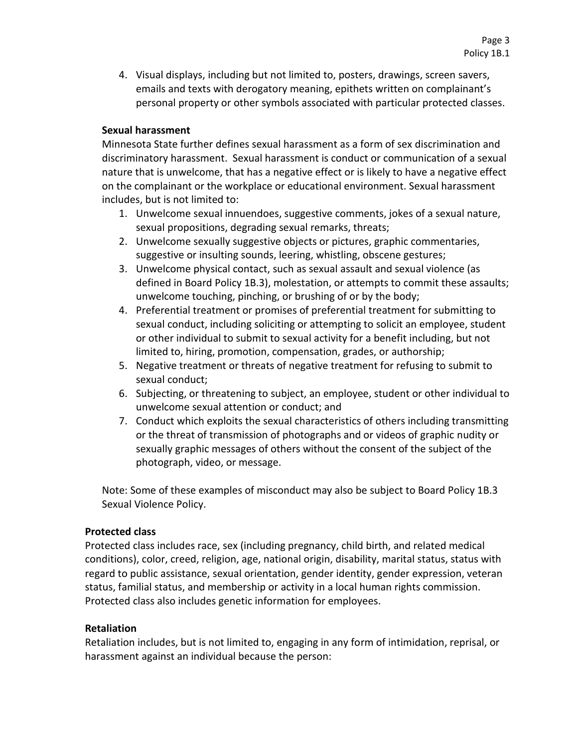4. Visual displays, including but not limited to, posters, drawings, screen savers, emails and texts with derogatory meaning, epithets written on complainant's personal property or other symbols associated with particular protected classes.

**Sexual harassment**

Minnesota State further defines sexual harassment as a form of sex discrimination and discriminatory harassment. Sexual harassment is conduct or communication of a sexual nature that is unwelcome, that has a negative effect or is likely to have a negative effect on the complainant or the workplace or educational environment. Sexual harassment includes, but is not limited to:

1. Unwelcome sexual innuendoes, suggestive comments, jokes of a sexual nature, sexual propositions, degrading sexual remarks, threats;
2. Unwelcome sexually suggestive objects or pictures, graphic commentaries, suggestive or insulting sounds, leering, whistling, obscene gestures;
3. Unwelcome physical contact, such as sexual assault and sexual violence (as defined in Board Policy 1B.3), molestation, or attempts to commit these assaults; unwelcome touching, pinching, or brushing of or by the body;
4. Preferential treatment or promises of preferential treatment for submitting to sexual conduct, including soliciting or attempting to solicit an employee, student or other individual to submit to sexual activity for a benefit including, but not limited to, hiring, promotion, compensation, grades, or authorship;
5. Negative treatment or threats of negative treatment for refusing to submit to sexual conduct;
6. Subjecting, or threatening to subject, an employee, student or other individual to unwelcome sexual attention or conduct; and
7. Conduct which exploits the sexual characteristics of others including transmitting or the threat of transmission of photographs and or videos of graphic nudity or sexually graphic messages of others without the consent of the subject of the photograph, video, or message.

Note: Some of these examples of misconduct may also be subject to Board Policy 1B.3 Sexual Violence Policy.

**Protected class**

Protected class includes race, sex (including pregnancy, child birth, and related medical conditions), color, creed, religion, age, national origin, disability, marital status, status with regard to public assistance, sexual orientation, gender identity, gender expression, veteran status, familial status, and membership or activity in a local human rights commission. Protected class also includes genetic information for employees.

**Retaliation**

Retaliation includes, but is not limited to, engaging in any form of intimidation, reprisal, or harassment against an individual because the person: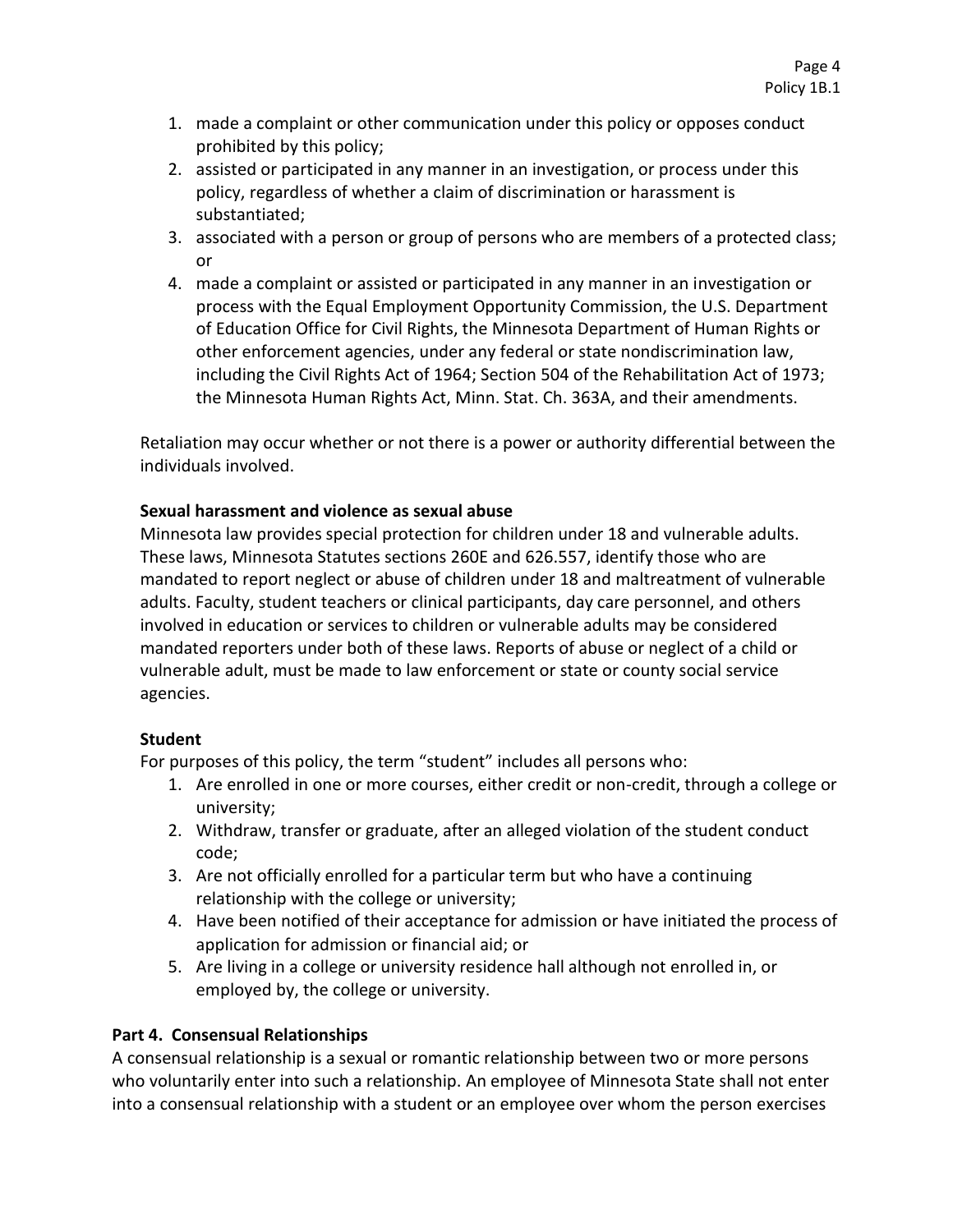1. made a complaint or other communication under this policy or opposes conduct prohibited by this policy;
2. assisted or participated in any manner in an investigation, or process under this policy, regardless of whether a claim of discrimination or harassment is substantiated;
3. associated with a person or group of persons who are members of a protected class; or
4. made a complaint or assisted or participated in any manner in an investigation or process with the Equal Employment Opportunity Commission, the U.S. Department of Education Office for Civil Rights, the Minnesota Department of Human Rights or other enforcement agencies, under any federal or state nondiscrimination law, including the Civil Rights Act of 1964; Section 504 of the Rehabilitation Act of 1973; the Minnesota Human Rights Act, Minn. Stat. Ch. 363A, and their amendments.

Retaliation may occur whether or not there is a power or authority differential between the individuals involved.

**Sexual harassment and violence as sexual abuse**

Minnesota law provides special protection for children under 18 and vulnerable adults. These laws, Minnesota Statutes sections 260E and 626.557, identify those who are mandated to report neglect or abuse of children under 18 and maltreatment of vulnerable adults. Faculty, student teachers or clinical participants, day care personnel, and others involved in education or services to children or vulnerable adults may be considered mandated reporters under both of these laws. Reports of abuse or neglect of a child or vulnerable adult, must be made to law enforcement or state or county social service agencies.

**Student**

For purposes of this policy, the term "student" includes all persons who:

1. Are enrolled in one or more courses, either credit or non-credit, through a college or university;
2. Withdraw, transfer or graduate, after an alleged violation of the student conduct code;
3. Are not officially enrolled for a particular term but who have a continuing relationship with the college or university;
4. Have been notified of their acceptance for admission or have initiated the process of application for admission or financial aid; or
5. Are living in a college or university residence hall although not enrolled in, or employed by, the college or university.

## Part 4. Consensual Relationships

A consensual relationship is a sexual or romantic relationship between two or more persons who voluntarily enter into such a relationship. An employee of Minnesota State shall not enter into a consensual relationship with a student or an employee over whom the person exercises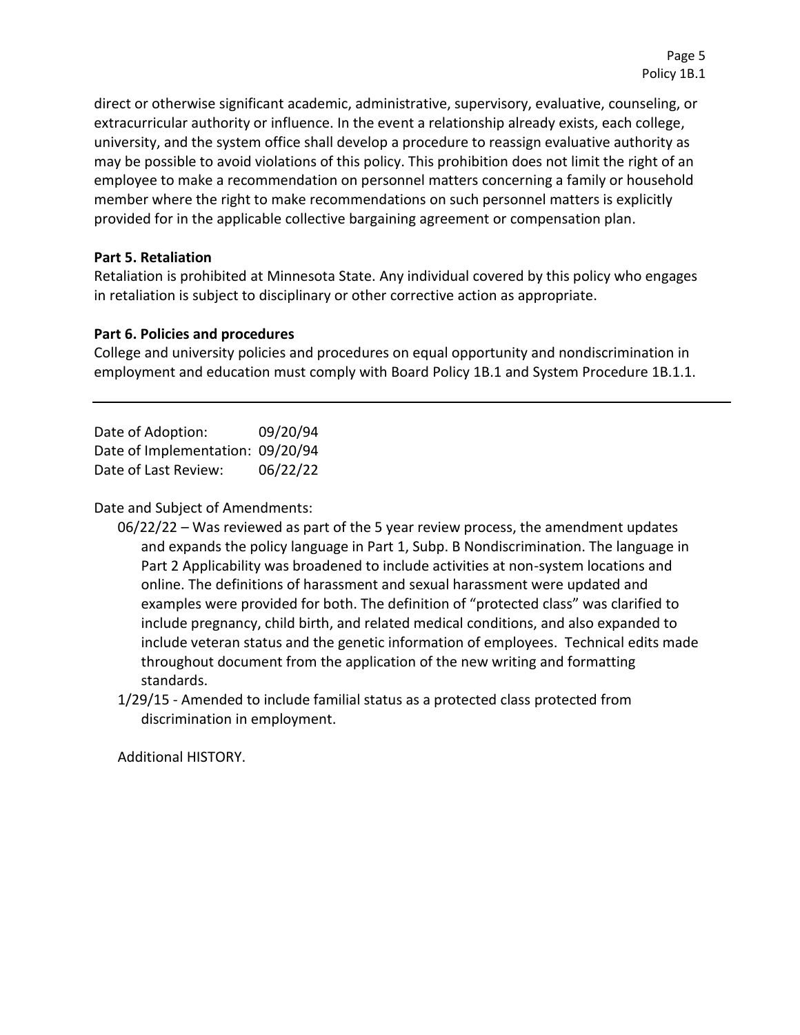direct or otherwise significant academic, administrative, supervisory, evaluative, counseling, or extracurricular authority or influence. In the event a relationship already exists, each college, university, and the system office shall develop a procedure to reassign evaluative authority as may be possible to avoid violations of this policy. This prohibition does not limit the right of an employee to make a recommendation on personnel matters concerning a family or household member where the right to make recommendations on such personnel matters is explicitly provided for in the applicable collective bargaining agreement or compensation plan.

**Part 5. Retaliation**

Retaliation is prohibited at Minnesota State. Any individual covered by this policy who engages in retaliation is subject to disciplinary or other corrective action as appropriate.

**Part 6. Policies and procedures**

College and university policies and procedures on equal opportunity and nondiscrimination in employment and education must comply with Board Policy 1B.1 and System Procedure 1B.1.1.

---

Date of Adoption: 09/20/94
Date of Implementation: 09/20/94
Date of Last Review: 06/22/22

Date and Subject of Amendments:

- 06/22/22 – Was reviewed as part of the 5 year review process, the amendment updates and expands the policy language in Part 1, Subp. B Nondiscrimination. The language in Part 2 Applicability was broadened to include activities at non-system locations and online. The definitions of harassment and sexual harassment were updated and examples were provided for both. The definition of "protected class" was clarified to include pregnancy, child birth, and related medical conditions, and also expanded to include veteran status and the genetic information of employees. Technical edits made throughout document from the application of the new writing and formatting standards.
- 1/29/15 - Amended to include familial status as a protected class protected from discrimination in employment.

Additional HISTORY.